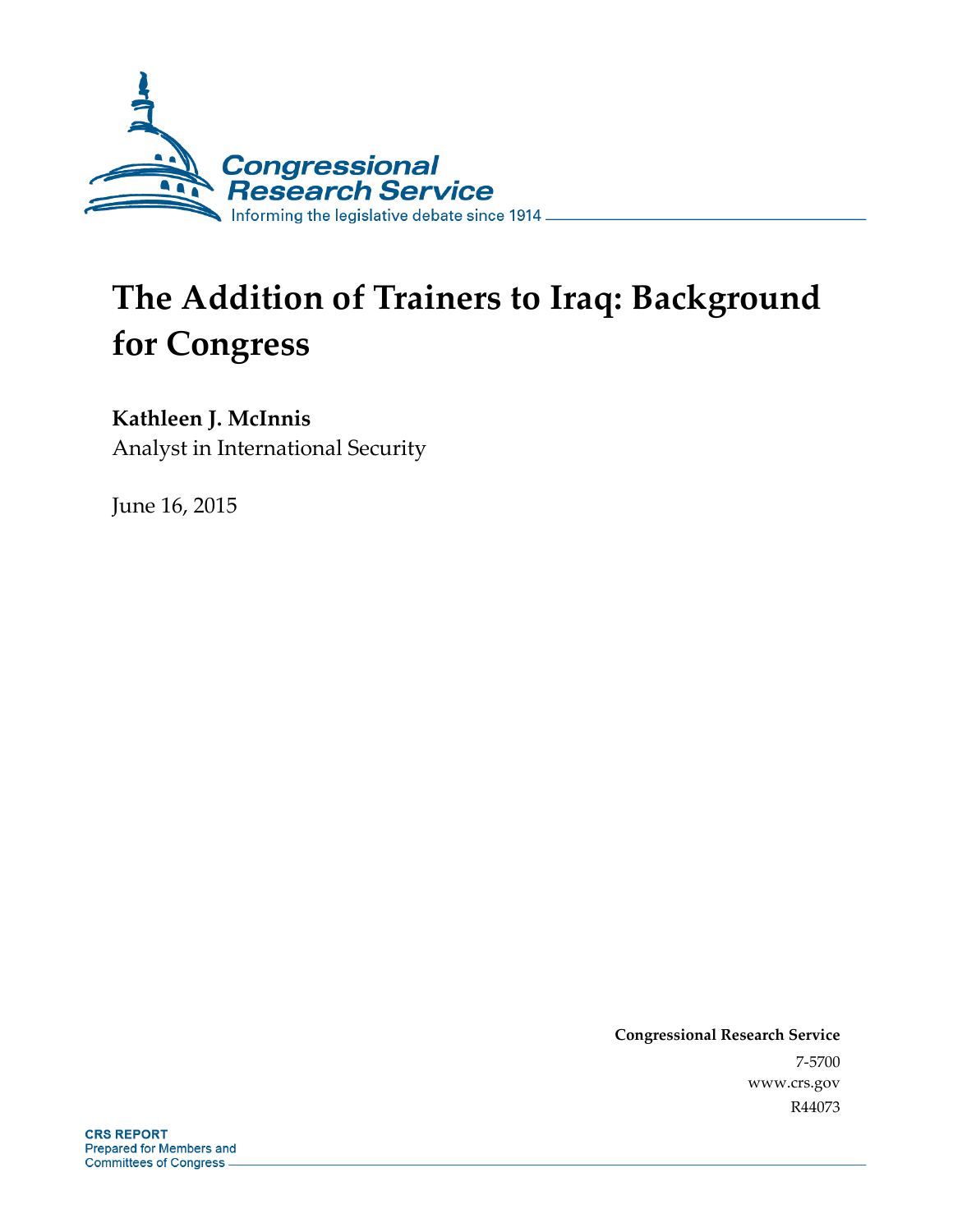Congressional Research Service

Informing the legislative debate since 1914

# The Addition of Trainers to Iraq: Background for Congress

**Kathleen J. McInnis**
Analyst in International Security

June 16, 2015

**Congressional Research Service**
7-5700
www.crs.gov
R44073

**CRS REPORT**
Prepared for Members and
Committees of Congress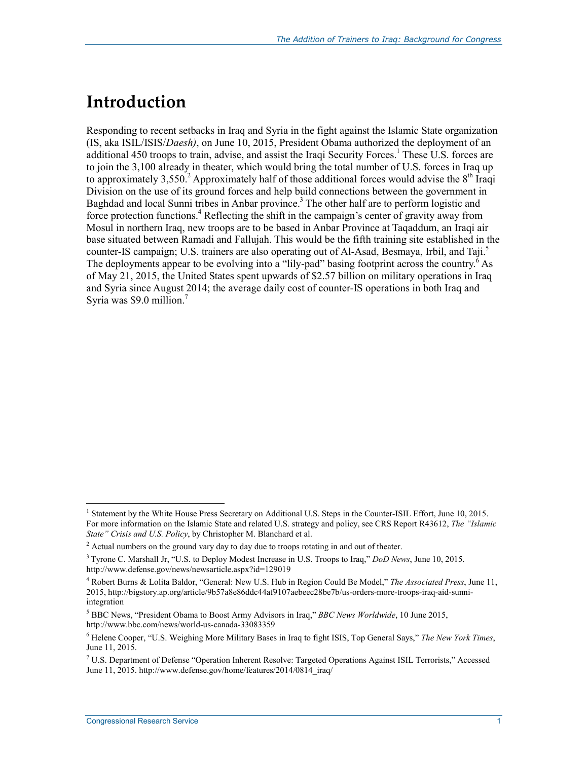# Introduction

Responding to recent setbacks in Iraq and Syria in the fight against the Islamic State organization (IS, aka ISIL/ISIS/*Daesh)*, on June 10, 2015, President Obama authorized the deployment of an additional 450 troops to train, advise, and assist the Iraqi Security Forces.[1] These U.S. forces are to join the 3,100 already in theater, which would bring the total number of U.S. forces in Iraq up to approximately 3,550.[2] Approximately half of those additional forces would advise the 8th Iraqi Division on the use of its ground forces and help build connections between the government in Baghdad and local Sunni tribes in Anbar province.[3] The other half are to perform logistic and force protection functions.[4] Reflecting the shift in the campaign's center of gravity away from Mosul in northern Iraq, new troops are to be based in Anbar Province at Taqaddum, an Iraqi air base situated between Ramadi and Fallujah. This would be the fifth training site established in the counter-IS campaign; U.S. trainers are also operating out of Al-Asad, Besmaya, Irbil, and Taji.[5] The deployments appear to be evolving into a "lily-pad" basing footprint across the country.[6] As of May 21, 2015, the United States spent upwards of $2.57 billion on military operations in Iraq and Syria since August 2014; the average daily cost of counter-IS operations in both Iraq and Syria was $9.0 million.[7]

---

[1] Statement by the White House Press Secretary on Additional U.S. Steps in the Counter-ISIL Effort, June 10, 2015. For more information on the Islamic State and related U.S. strategy and policy, see CRS Report R43612, *The "Islamic State" Crisis and U.S. Policy*, by Christopher M. Blanchard et al.

[2] Actual numbers on the ground vary day to day due to troops rotating in and out of theater.

[3] Tyrone C. Marshall Jr, "U.S. to Deploy Modest Increase in U.S. Troops to Iraq," *DoD News*, June 10, 2015. http://www.defense.gov/news/newsarticle.aspx?id=129019

[4] Robert Burns & Lolita Baldor, "General: New U.S. Hub in Region Could Be Model," *The Associated Press*, June 11, 2015, http://bigstory.ap.org/article/9b57a8e86ddc44af9107aebeec28be7b/us-orders-more-troops-iraq-aid-sunni-integration

[5] BBC News, "President Obama to Boost Army Advisors in Iraq," *BBC News Worldwide*, 10 June 2015, http://www.bbc.com/news/world-us-canada-33083359

[6] Helene Cooper, "U.S. Weighing More Military Bases in Iraq to fight ISIS, Top General Says," *The New York Times*, June 11, 2015.

[7] U.S. Department of Defense "Operation Inherent Resolve: Targeted Operations Against ISIL Terrorists," Accessed June 11, 2015. http://www.defense.gov/home/features/2014/0814_iraq/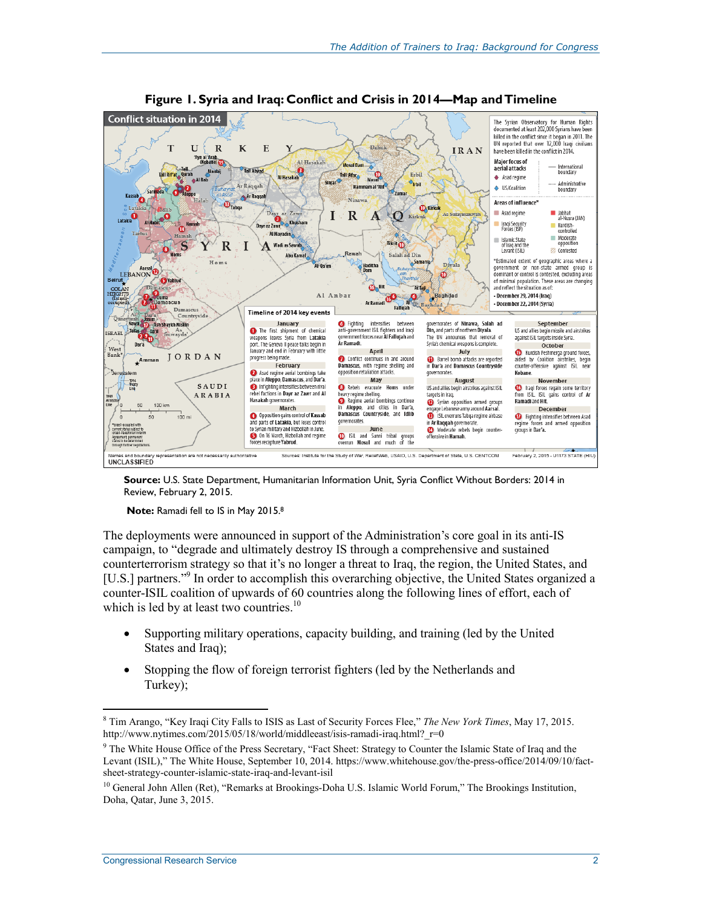**Figure 1. Syria and Iraq: Conflict and Crisis in 2014—Map and Timeline**

**Source:** U.S. State Department, Humanitarian Information Unit, Syria Conflict Without Borders: 2014 in Review, February 2, 2015.

**Note:** Ramadi fell to IS in May 2015.[8]

The deployments were announced in support of the Administration's core goal in its anti-IS campaign, to "degrade and ultimately destroy IS through a comprehensive and sustained counterterrorism strategy so that it's no longer a threat to Iraq, the region, the United States, and [U.S.] partners."[9] In order to accomplish this overarching objective, the United States organized a counter-ISIL coalition of upwards of 60 countries along the following lines of effort, each of which is led by at least two countries.[10]

- Supporting military operations, capacity building, and training (led by the United States and Iraq);
- Stopping the flow of foreign terrorist fighters (led by the Netherlands and Turkey);

---

[8] Tim Arango, "Key Iraqi City Falls to ISIS as Last of Security Forces Flee," *The New York Times*, May 17, 2015. http://www.nytimes.com/2015/05/18/world/middleeast/isis-ramadi-iraq.html?_r=0

[9] The White House Office of the Press Secretary, "Fact Sheet: Strategy to Counter the Islamic State of Iraq and the Levant (ISIL)," The White House, September 10, 2014. https://www.whitehouse.gov/the-press-office/2014/09/10/fact-sheet-strategy-counter-islamic-state-iraq-and-levant-isil

[10] General John Allen (Ret), "Remarks at Brookings-Doha U.S. Islamic World Forum," The Brookings Institution, Doha, Qatar, June 3, 2015.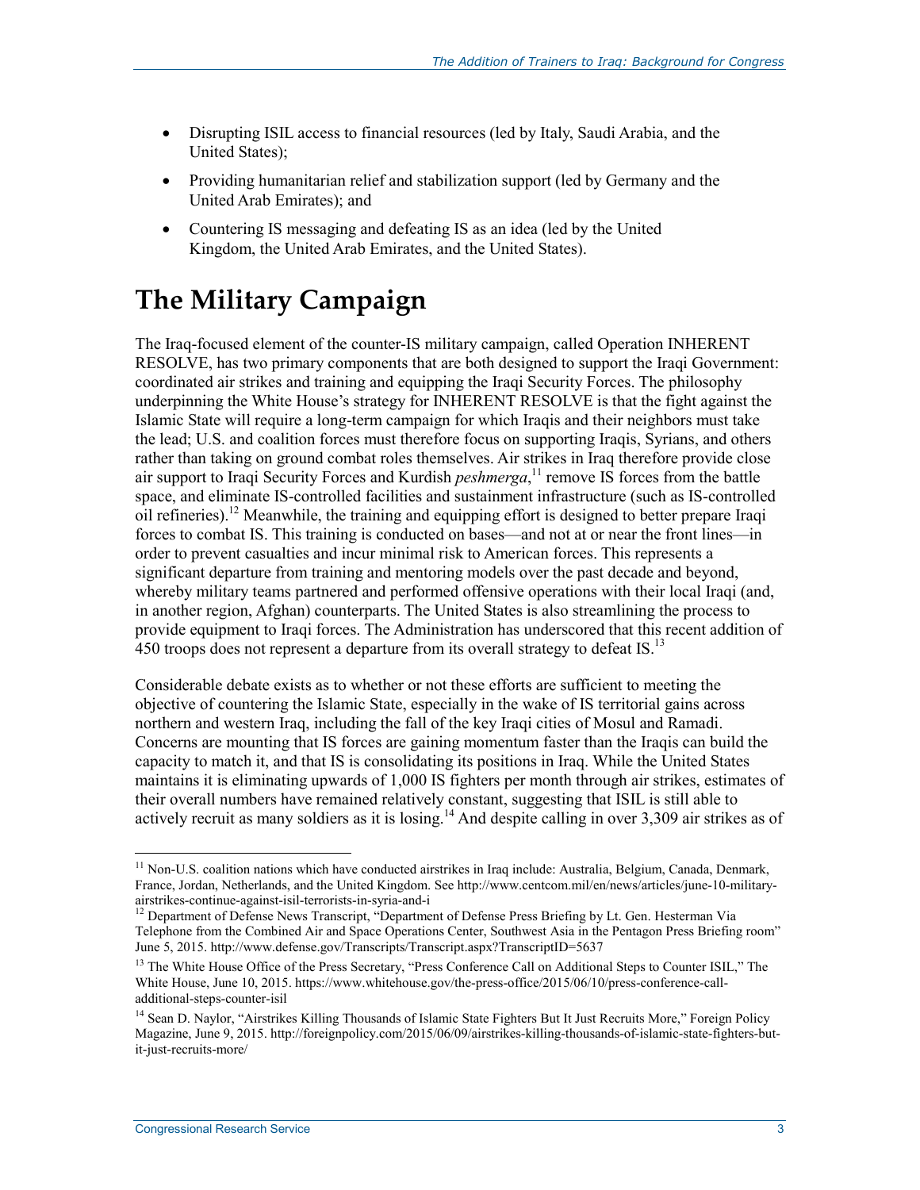- Disrupting ISIL access to financial resources (led by Italy, Saudi Arabia, and the United States);
- Providing humanitarian relief and stabilization support (led by Germany and the United Arab Emirates); and
- Countering IS messaging and defeating IS as an idea (led by the United Kingdom, the United Arab Emirates, and the United States).

# The Military Campaign

The Iraq-focused element of the counter-IS military campaign, called Operation INHERENT RESOLVE, has two primary components that are both designed to support the Iraqi Government: coordinated air strikes and training and equipping the Iraqi Security Forces. The philosophy underpinning the White House's strategy for INHERENT RESOLVE is that the fight against the Islamic State will require a long-term campaign for which Iraqis and their neighbors must take the lead; U.S. and coalition forces must therefore focus on supporting Iraqis, Syrians, and others rather than taking on ground combat roles themselves. Air strikes in Iraq therefore provide close air support to Iraqi Security Forces and Kurdish *peshmerga*,[11] remove IS forces from the battle space, and eliminate IS-controlled facilities and sustainment infrastructure (such as IS-controlled oil refineries).[12] Meanwhile, the training and equipping effort is designed to better prepare Iraqi forces to combat IS. This training is conducted on bases—and not at or near the front lines—in order to prevent casualties and incur minimal risk to American forces. This represents a significant departure from training and mentoring models over the past decade and beyond, whereby military teams partnered and performed offensive operations with their local Iraqi (and, in another region, Afghan) counterparts. The United States is also streamlining the process to provide equipment to Iraqi forces. The Administration has underscored that this recent addition of 450 troops does not represent a departure from its overall strategy to defeat IS.[13]

Considerable debate exists as to whether or not these efforts are sufficient to meeting the objective of countering the Islamic State, especially in the wake of IS territorial gains across northern and western Iraq, including the fall of the key Iraqi cities of Mosul and Ramadi. Concerns are mounting that IS forces are gaining momentum faster than the Iraqis can build the capacity to match it, and that IS is consolidating its positions in Iraq. While the United States maintains it is eliminating upwards of 1,000 IS fighters per month through air strikes, estimates of their overall numbers have remained relatively constant, suggesting that ISIL is still able to actively recruit as many soldiers as it is losing.[14] And despite calling in over 3,309 air strikes as of

---

[11] Non-U.S. coalition nations which have conducted airstrikes in Iraq include: Australia, Belgium, Canada, Denmark, France, Jordan, Netherlands, and the United Kingdom. See http://www.centcom.mil/en/news/articles/june-10-military-airstrikes-continue-against-isil-terrorists-in-syria-and-i

[12] Department of Defense News Transcript, "Department of Defense Press Briefing by Lt. Gen. Hesterman Via Telephone from the Combined Air and Space Operations Center, Southwest Asia in the Pentagon Press Briefing room" June 5, 2015. http://www.defense.gov/Transcripts/Transcript.aspx?TranscriptID=5637

[13] The White House Office of the Press Secretary, "Press Conference Call on Additional Steps to Counter ISIL," The White House, June 10, 2015. https://www.whitehouse.gov/the-press-office/2015/06/10/press-conference-call-additional-steps-counter-isil

[14] Sean D. Naylor, "Airstrikes Killing Thousands of Islamic State Fighters But It Just Recruits More," Foreign Policy Magazine, June 9, 2015. http://foreignpolicy.com/2015/06/09/airstrikes-killing-thousands-of-islamic-state-fighters-but-it-just-recruits-more/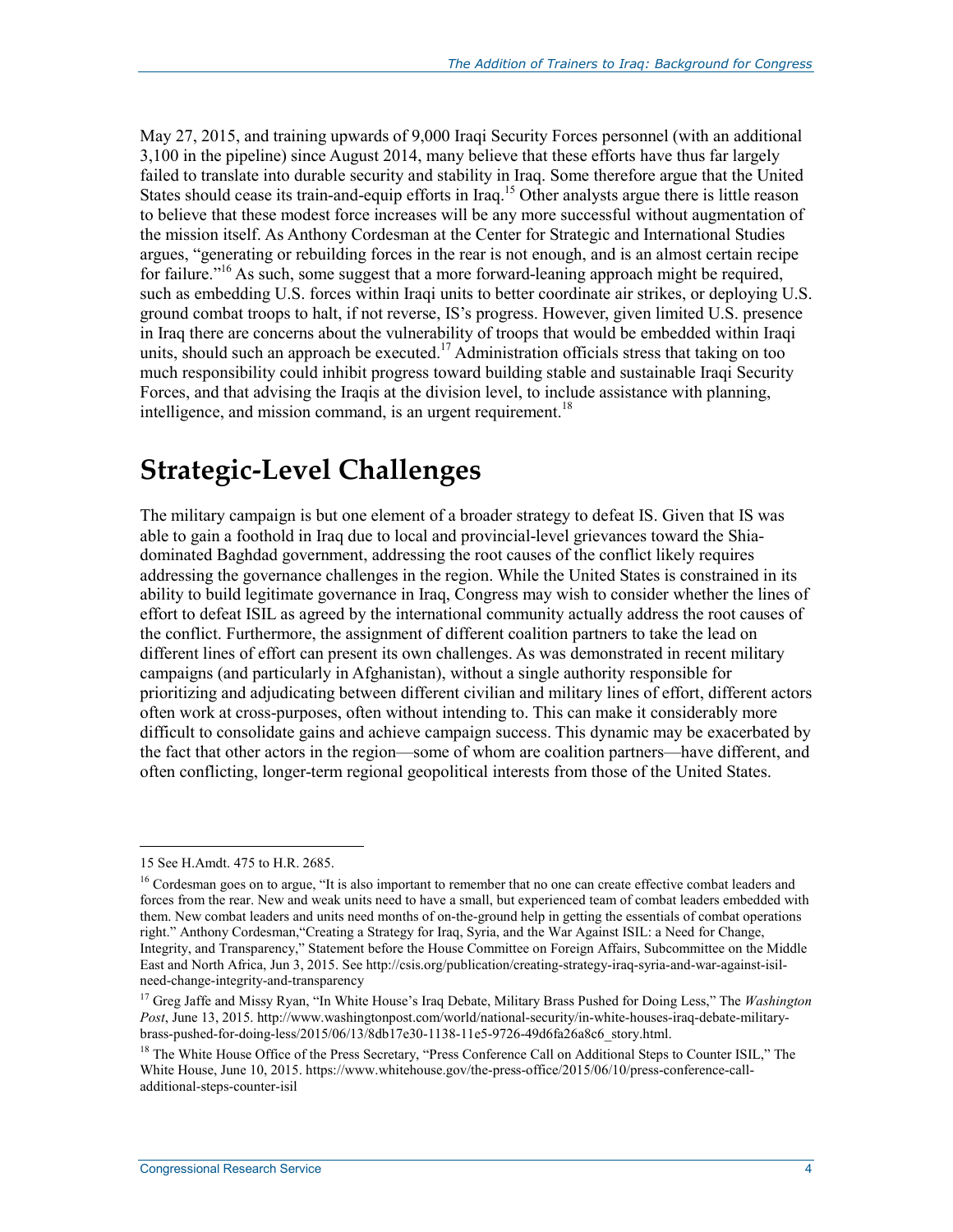May 27, 2015, and training upwards of 9,000 Iraqi Security Forces personnel (with an additional 3,100 in the pipeline) since August 2014, many believe that these efforts have thus far largely failed to translate into durable security and stability in Iraq. Some therefore argue that the United States should cease its train-and-equip efforts in Iraq.[15] Other analysts argue there is little reason to believe that these modest force increases will be any more successful without augmentation of the mission itself. As Anthony Cordesman at the Center for Strategic and International Studies argues, "generating or rebuilding forces in the rear is not enough, and is an almost certain recipe for failure."[16] As such, some suggest that a more forward-leaning approach might be required, such as embedding U.S. forces within Iraqi units to better coordinate air strikes, or deploying U.S. ground combat troops to halt, if not reverse, IS's progress. However, given limited U.S. presence in Iraq there are concerns about the vulnerability of troops that would be embedded within Iraqi units, should such an approach be executed.[17] Administration officials stress that taking on too much responsibility could inhibit progress toward building stable and sustainable Iraqi Security Forces, and that advising the Iraqis at the division level, to include assistance with planning, intelligence, and mission command, is an urgent requirement.[18]

## Strategic-Level Challenges

The military campaign is but one element of a broader strategy to defeat IS. Given that IS was able to gain a foothold in Iraq due to local and provincial-level grievances toward the Shia-dominated Baghdad government, addressing the root causes of the conflict likely requires addressing the governance challenges in the region. While the United States is constrained in its ability to build legitimate governance in Iraq, Congress may wish to consider whether the lines of effort to defeat ISIL as agreed by the international community actually address the root causes of the conflict. Furthermore, the assignment of different coalition partners to take the lead on different lines of effort can present its own challenges. As was demonstrated in recent military campaigns (and particularly in Afghanistan), without a single authority responsible for prioritizing and adjudicating between different civilian and military lines of effort, different actors often work at cross-purposes, often without intending to. This can make it considerably more difficult to consolidate gains and achieve campaign success. This dynamic may be exacerbated by the fact that other actors in the region—some of whom are coalition partners—have different, and often conflicting, longer-term regional geopolitical interests from those of the United States.

---

15 See H.Amdt. 475 to H.R. 2685.

16 Cordesman goes on to argue, "It is also important to remember that no one can create effective combat leaders and forces from the rear. New and weak units need to have a small, but experienced team of combat leaders embedded with them. New combat leaders and units need months of on-the-ground help in getting the essentials of combat operations right." Anthony Cordesman, "Creating a Strategy for Iraq, Syria, and the War Against ISIL: a Need for Change, Integrity, and Transparency," Statement before the House Committee on Foreign Affairs, Subcommittee on the Middle East and North Africa, Jun 3, 2015. See http://csis.org/publication/creating-strategy-iraq-syria-and-war-against-isil-need-change-integrity-and-transparency

17 Greg Jaffe and Missy Ryan, "In White House's Iraq Debate, Military Brass Pushed for Doing Less," The *Washington Post*, June 13, 2015. http://www.washingtonpost.com/world/national-security/in-white-houses-iraq-debate-military-brass-pushed-for-doing-less/2015/06/13/8db17e30-1138-11e5-9726-49d6fa26a8c6_story.html.

18 The White House Office of the Press Secretary, "Press Conference Call on Additional Steps to Counter ISIL," The White House, June 10, 2015. https://www.whitehouse.gov/the-press-office/2015/06/10/press-conference-call-additional-steps-counter-isil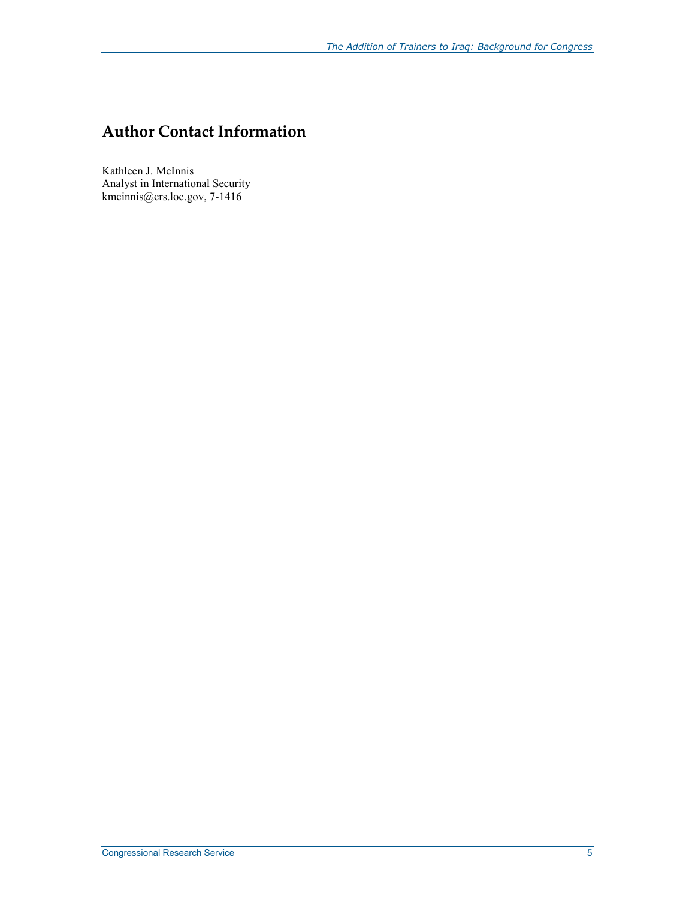## Author Contact Information

Kathleen J. McInnis
Analyst in International Security
kmcinnis@crs.loc.gov, 7-1416